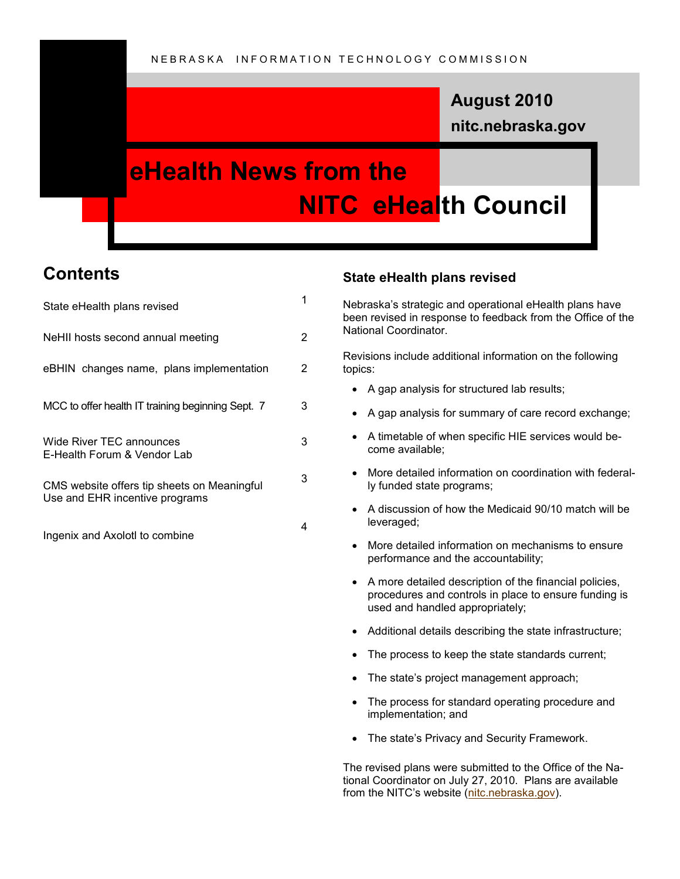NEBRASKA INFORMATION TECHNOLOGY COMMISSION

**August 2010**

**nitc.nebraska.gov**

# eHealth News from the NITC eHealth Council

## Contents

| | |
|---|---|
| State eHealth plans revised | 1 |
| NeHII hosts second annual meeting | 2 |
| eBHIN changes name, plans implementation | 2 |
| MCC to offer health IT training beginning Sept. 7 | 3 |
| Wide River TEC announces E-Health Forum & Vendor Lab | 3 |
| CMS website offers tip sheets on Meaningful Use and EHR incentive programs | 3 |
| Ingenix and Axolotl to combine | 4 |

### State eHealth plans revised

Nebraska's strategic and operational eHealth plans have been revised in response to feedback from the Office of the National Coordinator.

Revisions include additional information on the following topics:

- A gap analysis for structured lab results;
- A gap analysis for summary of care record exchange;
- A timetable of when specific HIE services would become available;
- More detailed information on coordination with federally funded state programs;
- A discussion of how the Medicaid 90/10 match will be leveraged;
- More detailed information on mechanisms to ensure performance and the accountability;
- A more detailed description of the financial policies, procedures and controls in place to ensure funding is used and handled appropriately;
- Additional details describing the state infrastructure;
- The process to keep the state standards current;
- The state's project management approach;
- The process for standard operating procedure and implementation; and
- The state's Privacy and Security Framework.

The revised plans were submitted to the Office of the National Coordinator on July 27, 2010. Plans are available from the NITC's website (nitc.nebraska.gov).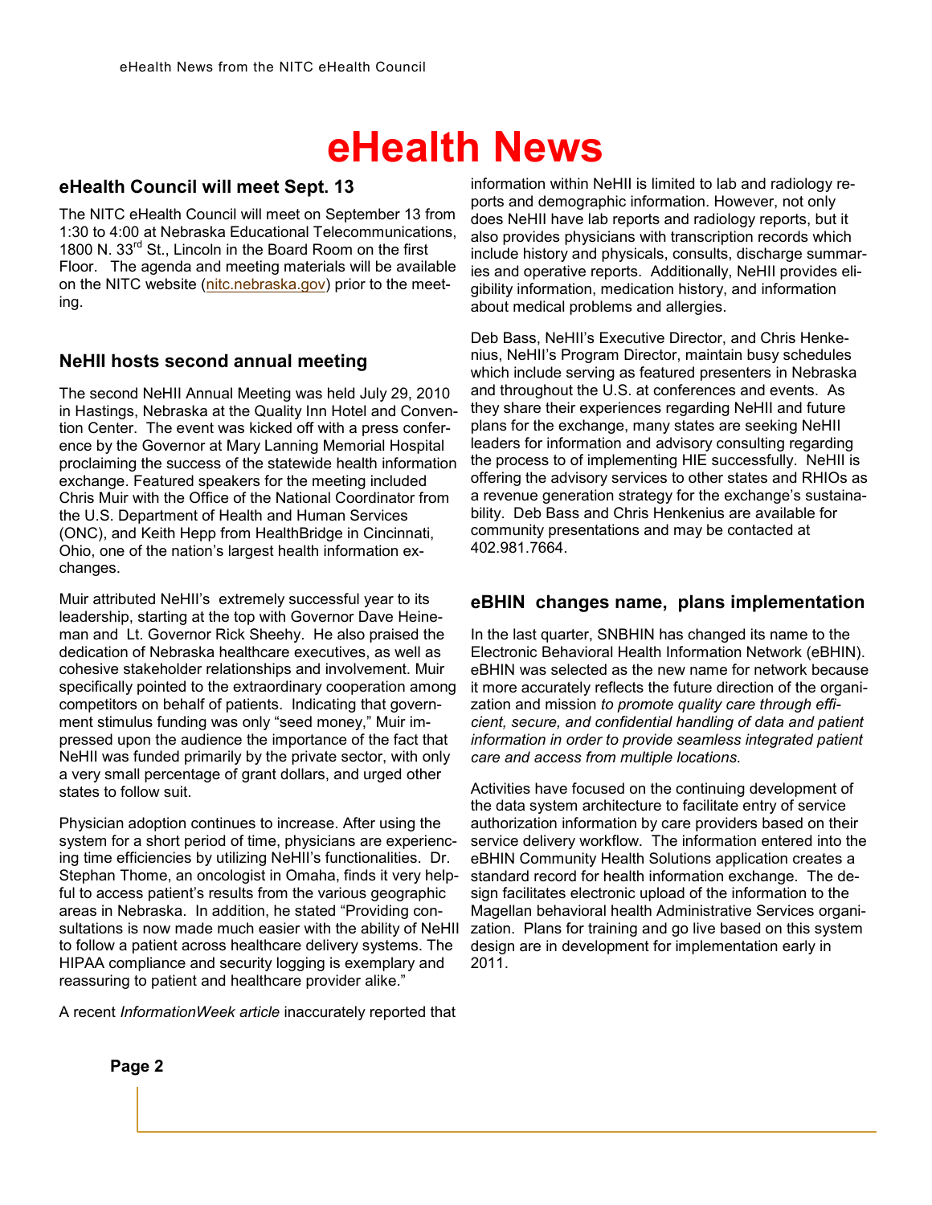# eHealth News

## eHealth Council will meet Sept. 13

The NITC eHealth Council will meet on September 13 from 1:30 to 4:00 at Nebraska Educational Telecommunications, 1800 N. 33rd St., Lincoln in the Board Room on the first Floor. The agenda and meeting materials will be available on the NITC website (nitc.nebraska.gov) prior to the meeting.

## NeHII hosts second annual meeting

The second NeHII Annual Meeting was held July 29, 2010 in Hastings, Nebraska at the Quality Inn Hotel and Convention Center. The event was kicked off with a press conference by the Governor at Mary Lanning Memorial Hospital proclaiming the success of the statewide health information exchange. Featured speakers for the meeting included Chris Muir with the Office of the National Coordinator from the U.S. Department of Health and Human Services (ONC), and Keith Hepp from HealthBridge in Cincinnati, Ohio, one of the nation's largest health information exchanges.

Muir attributed NeHII's extremely successful year to its leadership, starting at the top with Governor Dave Heineman and Lt. Governor Rick Sheehy. He also praised the dedication of Nebraska healthcare executives, as well as cohesive stakeholder relationships and involvement. Muir specifically pointed to the extraordinary cooperation among competitors on behalf of patients. Indicating that government stimulus funding was only "seed money," Muir impressed upon the audience the importance of the fact that NeHII was funded primarily by the private sector, with only a very small percentage of grant dollars, and urged other states to follow suit.

Physician adoption continues to increase. After using the system for a short period of time, physicians are experiencing time efficiencies by utilizing NeHII's functionalities. Dr. Stephan Thome, an oncologist in Omaha, finds it very helpful to access patient's results from the various geographic areas in Nebraska. In addition, he stated "Providing consultations is now made much easier with the ability of NeHII to follow a patient across healthcare delivery systems. The HIPAA compliance and security logging is exemplary and reassuring to patient and healthcare provider alike."

A recent *InformationWeek article* inaccurately reported that information within NeHII is limited to lab and radiology reports and demographic information. However, not only does NeHII have lab reports and radiology reports, but it also provides physicians with transcription records which include history and physicals, consults, discharge summaries and operative reports. Additionally, NeHII provides eligibility information, medication history, and information about medical problems and allergies.

Deb Bass, NeHII's Executive Director, and Chris Henkenius, NeHII's Program Director, maintain busy schedules which include serving as featured presenters in Nebraska and throughout the U.S. at conferences and events. As they share their experiences regarding NeHII and future plans for the exchange, many states are seeking NeHII leaders for information and advisory consulting regarding the process to of implementing HIE successfully. NeHII is offering the advisory services to other states and RHIOs as a revenue generation strategy for the exchange's sustainability. Deb Bass and Chris Henkenius are available for community presentations and may be contacted at 402.981.7664.

## eBHIN changes name, plans implementation

In the last quarter, SNBHIN has changed its name to the Electronic Behavioral Health Information Network (eBHIN). eBHIN was selected as the new name for network because it more accurately reflects the future direction of the organization and mission *to promote quality care through efficient, secure, and confidential handling of data and patient information in order to provide seamless integrated patient care and access from multiple locations.*

Activities have focused on the continuing development of the data system architecture to facilitate entry of service authorization information by care providers based on their service delivery workflow. The information entered into the eBHIN Community Health Solutions application creates a standard record for health information exchange. The design facilitates electronic upload of the information to the Magellan behavioral health Administrative Services organization. Plans for training and go live based on this system design are in development for implementation early in 2011.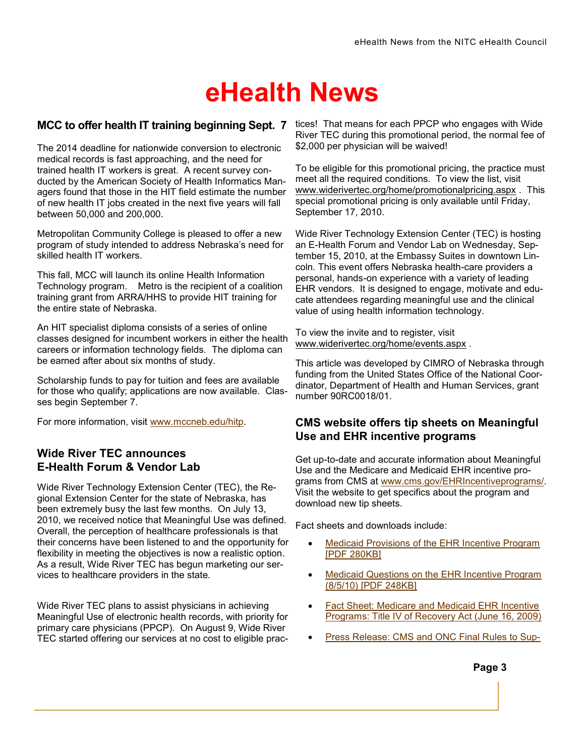# eHealth News

## MCC to offer health IT training beginning Sept. 7

The 2014 deadline for nationwide conversion to electronic medical records is fast approaching, and the need for trained health IT workers is great. A recent survey conducted by the American Society of Health Informatics Managers found that those in the HIT field estimate the number of new health IT jobs created in the next five years will fall between 50,000 and 200,000.

Metropolitan Community College is pleased to offer a new program of study intended to address Nebraska's need for skilled health IT workers.

This fall, MCC will launch its online Health Information Technology program. Metro is the recipient of a coalition training grant from ARRA/HHS to provide HIT training for the entire state of Nebraska.

An HIT specialist diploma consists of a series of online classes designed for incumbent workers in either the health careers or information technology fields. The diploma can be earned after about six months of study.

Scholarship funds to pay for tuition and fees are available for those who qualify; applications are now available. Classes begin September 7.

For more information, visit www.mccneb.edu/hitp.

## Wide River TEC announces E-Health Forum & Vendor Lab

Wide River Technology Extension Center (TEC), the Regional Extension Center for the state of Nebraska, has been extremely busy the last few months. On July 13, 2010, we received notice that Meaningful Use was defined. Overall, the perception of healthcare professionals is that their concerns have been listened to and the opportunity for flexibility in meeting the objectives is now a realistic option. As a result, Wide River TEC has begun marketing our services to healthcare providers in the state.

Wide River TEC plans to assist physicians in achieving Meaningful Use of electronic health records, with priority for primary care physicians (PPCP). On August 9, Wide River TEC started offering our services at no cost to eligible practices! That means for each PPCP who engages with Wide River TEC during this promotional period, the normal fee of $2,000 per physician will be waived!

To be eligible for this promotional pricing, the practice must meet all the required conditions. To view the list, visit www.widerivertec.org/home/promotionalpricing.aspx . This special promotional pricing is only available until Friday, September 17, 2010.

Wide River Technology Extension Center (TEC) is hosting an E-Health Forum and Vendor Lab on Wednesday, September 15, 2010, at the Embassy Suites in downtown Lincoln. This event offers Nebraska health-care providers a personal, hands-on experience with a variety of leading EHR vendors. It is designed to engage, motivate and educate attendees regarding meaningful use and the clinical value of using health information technology.

To view the invite and to register, visit www.widerivertec.org/home/events.aspx .

This article was developed by CIMRO of Nebraska through funding from the United States Office of the National Coordinator, Department of Health and Human Services, grant number 90RC0018/01.

## CMS website offers tip sheets on Meaningful Use and EHR incentive programs

Get up-to-date and accurate information about Meaningful Use and the Medicare and Medicaid EHR incentive programs from CMS at www.cms.gov/EHRIncentiveprograms/. Visit the website to get specifics about the program and download new tip sheets.

Fact sheets and downloads include:

- Medicaid Provisions of the EHR Incentive Program [PDF 280KB]
- Medicaid Questions on the EHR Incentive Program (8/5/10) [PDF 248KB]
- Fact Sheet: Medicare and Medicaid EHR Incentive Programs: Title IV of Recovery Act (June 16, 2009)
- Press Release: CMS and ONC Final Rules to Sup-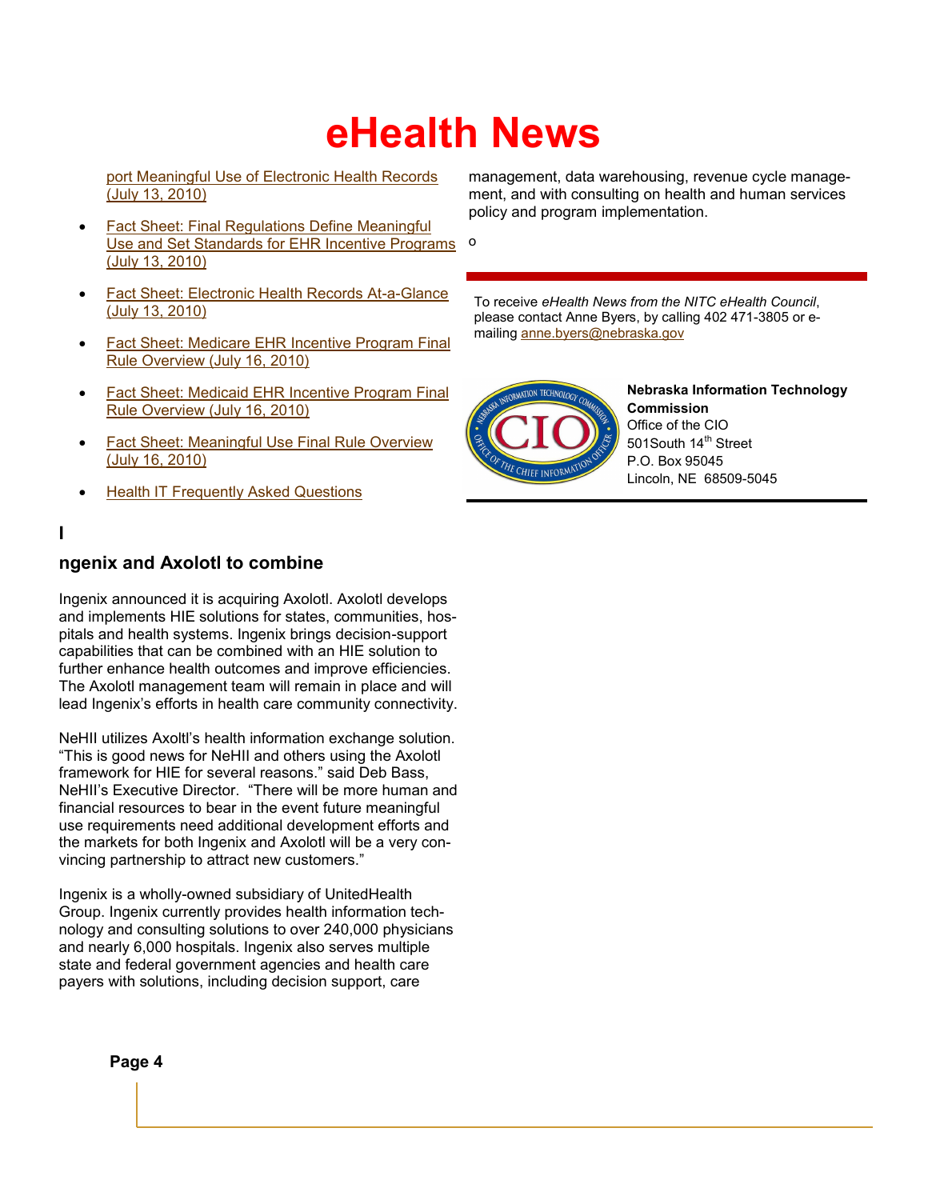port Meaningful Use of Electronic Health Records (July 13, 2010)

- Fact Sheet: Final Regulations Define Meaningful Use and Set Standards for EHR Incentive Programs (July 13, 2010)
- Fact Sheet: Electronic Health Records At-a-Glance (July 13, 2010)
- Fact Sheet: Medicare EHR Incentive Program Final Rule Overview (July 16, 2010)
- Fact Sheet: Medicaid EHR Incentive Program Final Rule Overview (July 16, 2010)
- Fact Sheet: Meaningful Use Final Rule Overview (July 16, 2010)
- Health IT Frequently Asked Questions

### Ingenix and Axolotl to combine

Ingenix announced it is acquiring Axolotl. Axolotl develops and implements HIE solutions for states, communities, hospitals and health systems. Ingenix brings decision-support capabilities that can be combined with an HIE solution to further enhance health outcomes and improve efficiencies. The Axolotl management team will remain in place and will lead Ingenix's efforts in health care community connectivity.

NeHII utilizes Axoltl's health information exchange solution. "This is good news for NeHII and others using the Axolotl framework for HIE for several reasons." said Deb Bass, NeHII's Executive Director. "There will be more human and financial resources to bear in the event future meaningful use requirements need additional development efforts and the markets for both Ingenix and Axolotl will be a very convincing partnership to attract new customers."

Ingenix is a wholly-owned subsidiary of UnitedHealth Group. Ingenix currently provides health information technology and consulting solutions to over 240,000 physicians and nearly 6,000 hospitals. Ingenix also serves multiple state and federal government agencies and health care payers with solutions, including decision support, care management, data warehousing, revenue cycle management, and with consulting on health and human services policy and program implementation.

o

To receive *eHealth News from the NITC eHealth Council*, please contact Anne Byers, by calling 402 471-3805 or e-mailing anne.byers@nebraska.gov

**Nebraska Information Technology Commission**
Office of the CIO
501South 14th Street
P.O. Box 95045
Lincoln, NE 68509-5045